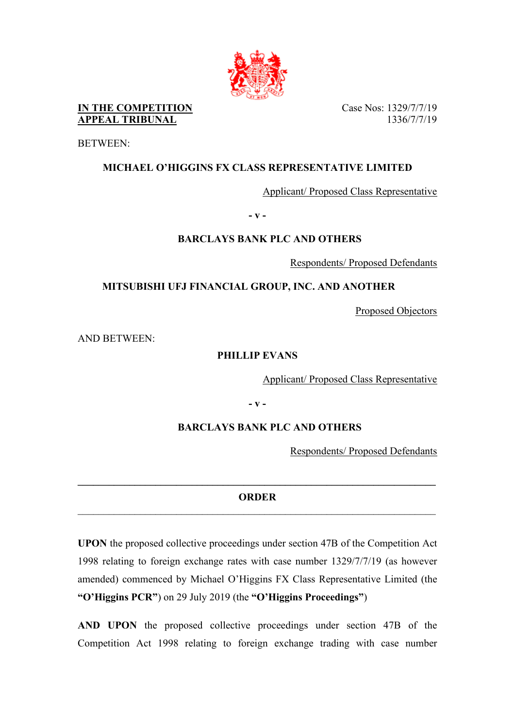**IN THE COMPETITION APPEAL TRIBUNAL**

Case Nos: 1329/7/7/19
1336/7/7/19

BETWEEN:

**MICHAEL O'HIGGINS FX CLASS REPRESENTATIVE LIMITED**

Applicant/ Proposed Class Representative

**- v -**

**BARCLAYS BANK PLC AND OTHERS**

Respondents/ Proposed Defendants

**MITSUBISHI UFJ FINANCIAL GROUP, INC. AND ANOTHER**

Proposed Objectors

AND BETWEEN:

**PHILLIP EVANS**

Applicant/ Proposed Class Representative

**- v -**

**BARCLAYS BANK PLC AND OTHERS**

Respondents/ Proposed Defendants

---

**ORDER**

---

**UPON** the proposed collective proceedings under section 47B of the Competition Act 1998 relating to foreign exchange rates with case number 1329/7/7/19 (as however amended) commenced by Michael O'Higgins FX Class Representative Limited (the **"O'Higgins PCR"**) on 29 July 2019 (the **"O'Higgins Proceedings"**)

**AND UPON** the proposed collective proceedings under section 47B of the Competition Act 1998 relating to foreign exchange trading with case number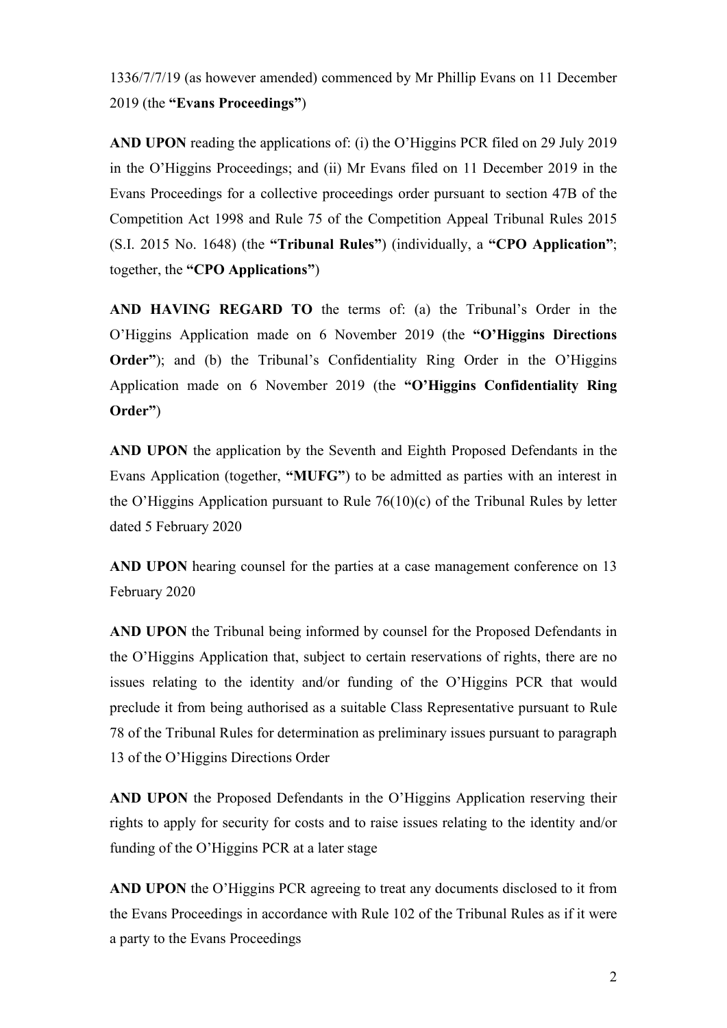1336/7/7/19 (as however amended) commenced by Mr Phillip Evans on 11 December 2019 (the **"Evans Proceedings"**)

**AND UPON** reading the applications of: (i) the O'Higgins PCR filed on 29 July 2019 in the O'Higgins Proceedings; and (ii) Mr Evans filed on 11 December 2019 in the Evans Proceedings for a collective proceedings order pursuant to section 47B of the Competition Act 1998 and Rule 75 of the Competition Appeal Tribunal Rules 2015 (S.I. 2015 No. 1648) (the **"Tribunal Rules"**) (individually, a **"CPO Application"**; together, the **"CPO Applications"**)

**AND HAVING REGARD TO** the terms of: (a) the Tribunal's Order in the O'Higgins Application made on 6 November 2019 (the **"O'Higgins Directions Order"**); and (b) the Tribunal's Confidentiality Ring Order in the O'Higgins Application made on 6 November 2019 (the **"O'Higgins Confidentiality Ring Order"**)

**AND UPON** the application by the Seventh and Eighth Proposed Defendants in the Evans Application (together, **"MUFG"**) to be admitted as parties with an interest in the O'Higgins Application pursuant to Rule 76(10)(c) of the Tribunal Rules by letter dated 5 February 2020

**AND UPON** hearing counsel for the parties at a case management conference on 13 February 2020

**AND UPON** the Tribunal being informed by counsel for the Proposed Defendants in the O'Higgins Application that, subject to certain reservations of rights, there are no issues relating to the identity and/or funding of the O'Higgins PCR that would preclude it from being authorised as a suitable Class Representative pursuant to Rule 78 of the Tribunal Rules for determination as preliminary issues pursuant to paragraph 13 of the O'Higgins Directions Order

**AND UPON** the Proposed Defendants in the O'Higgins Application reserving their rights to apply for security for costs and to raise issues relating to the identity and/or funding of the O'Higgins PCR at a later stage

**AND UPON** the O'Higgins PCR agreeing to treat any documents disclosed to it from the Evans Proceedings in accordance with Rule 102 of the Tribunal Rules as if it were a party to the Evans Proceedings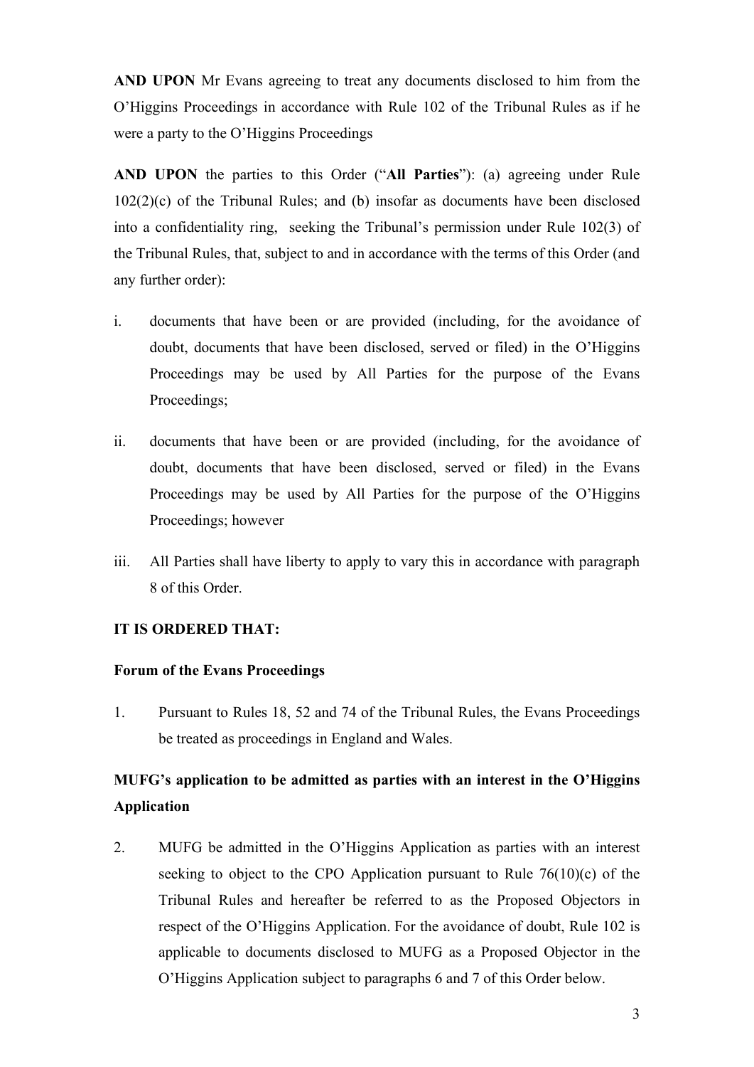**AND UPON** Mr Evans agreeing to treat any documents disclosed to him from the O'Higgins Proceedings in accordance with Rule 102 of the Tribunal Rules as if he were a party to the O'Higgins Proceedings

**AND UPON** the parties to this Order ("**All Parties**"): (a) agreeing under Rule 102(2)(c) of the Tribunal Rules; and (b) insofar as documents have been disclosed into a confidentiality ring, seeking the Tribunal's permission under Rule 102(3) of the Tribunal Rules, that, subject to and in accordance with the terms of this Order (and any further order):

i. documents that have been or are provided (including, for the avoidance of doubt, documents that have been disclosed, served or filed) in the O'Higgins Proceedings may be used by All Parties for the purpose of the Evans Proceedings;

ii. documents that have been or are provided (including, for the avoidance of doubt, documents that have been disclosed, served or filed) in the Evans Proceedings may be used by All Parties for the purpose of the O'Higgins Proceedings; however

iii. All Parties shall have liberty to apply to vary this in accordance with paragraph 8 of this Order.

**IT IS ORDERED THAT:**

**Forum of the Evans Proceedings**

1. Pursuant to Rules 18, 52 and 74 of the Tribunal Rules, the Evans Proceedings be treated as proceedings in England and Wales.

**MUFG's application to be admitted as parties with an interest in the O'Higgins Application**

2. MUFG be admitted in the O'Higgins Application as parties with an interest seeking to object to the CPO Application pursuant to Rule 76(10)(c) of the Tribunal Rules and hereafter be referred to as the Proposed Objectors in respect of the O'Higgins Application. For the avoidance of doubt, Rule 102 is applicable to documents disclosed to MUFG as a Proposed Objector in the O'Higgins Application subject to paragraphs 6 and 7 of this Order below.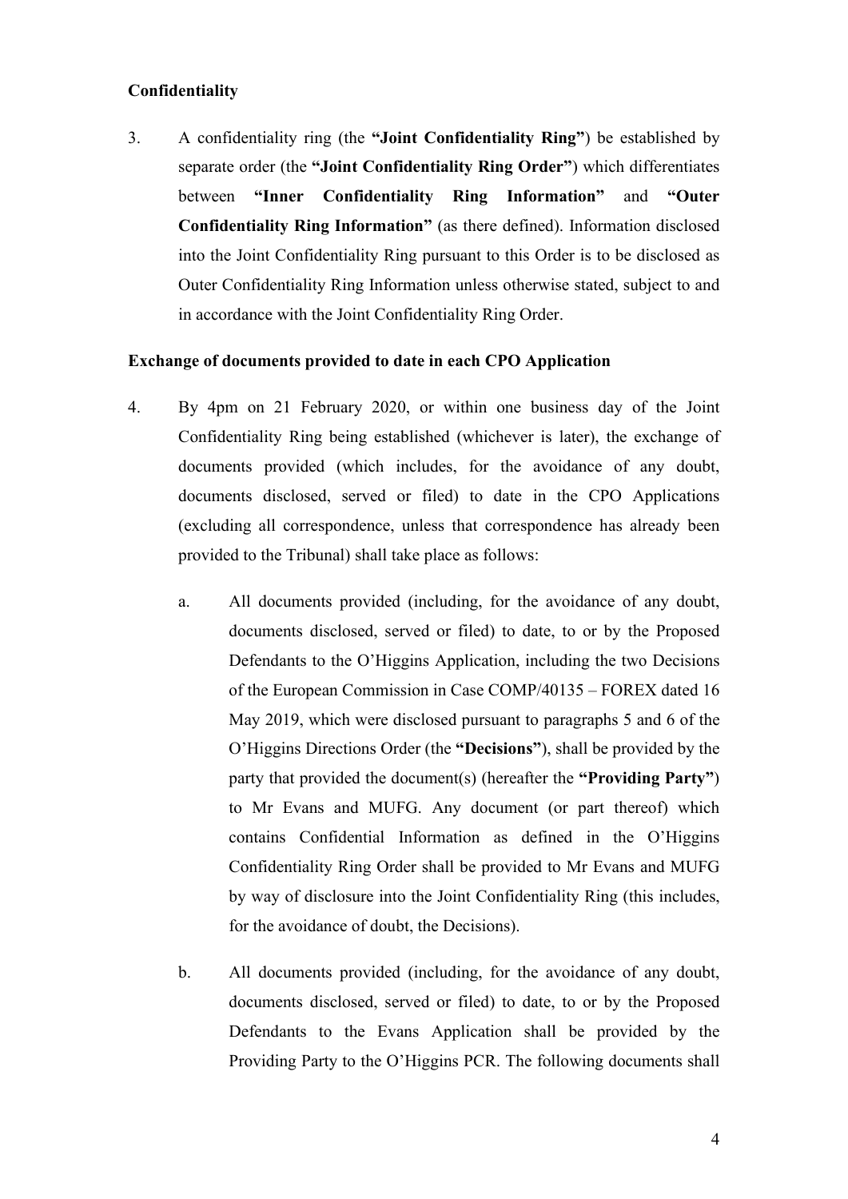**Confidentiality**

3. A confidentiality ring (the **"Joint Confidentiality Ring"**) be established by separate order (the **"Joint Confidentiality Ring Order"**) which differentiates between **"Inner Confidentiality Ring Information"** and **"Outer Confidentiality Ring Information"** (as there defined). Information disclosed into the Joint Confidentiality Ring pursuant to this Order is to be disclosed as Outer Confidentiality Ring Information unless otherwise stated, subject to and in accordance with the Joint Confidentiality Ring Order.

**Exchange of documents provided to date in each CPO Application**

4. By 4pm on 21 February 2020, or within one business day of the Joint Confidentiality Ring being established (whichever is later), the exchange of documents provided (which includes, for the avoidance of any doubt, documents disclosed, served or filed) to date in the CPO Applications (excluding all correspondence, unless that correspondence has already been provided to the Tribunal) shall take place as follows:

   a. All documents provided (including, for the avoidance of any doubt, documents disclosed, served or filed) to date, to or by the Proposed Defendants to the O'Higgins Application, including the two Decisions of the European Commission in Case COMP/40135 – FOREX dated 16 May 2019, which were disclosed pursuant to paragraphs 5 and 6 of the O'Higgins Directions Order (the **"Decisions"**), shall be provided by the party that provided the document(s) (hereafter the **"Providing Party"**) to Mr Evans and MUFG. Any document (or part thereof) which contains Confidential Information as defined in the O'Higgins Confidentiality Ring Order shall be provided to Mr Evans and MUFG by way of disclosure into the Joint Confidentiality Ring (this includes, for the avoidance of doubt, the Decisions).

   b. All documents provided (including, for the avoidance of any doubt, documents disclosed, served or filed) to date, to or by the Proposed Defendants to the Evans Application shall be provided by the Providing Party to the O'Higgins PCR. The following documents shall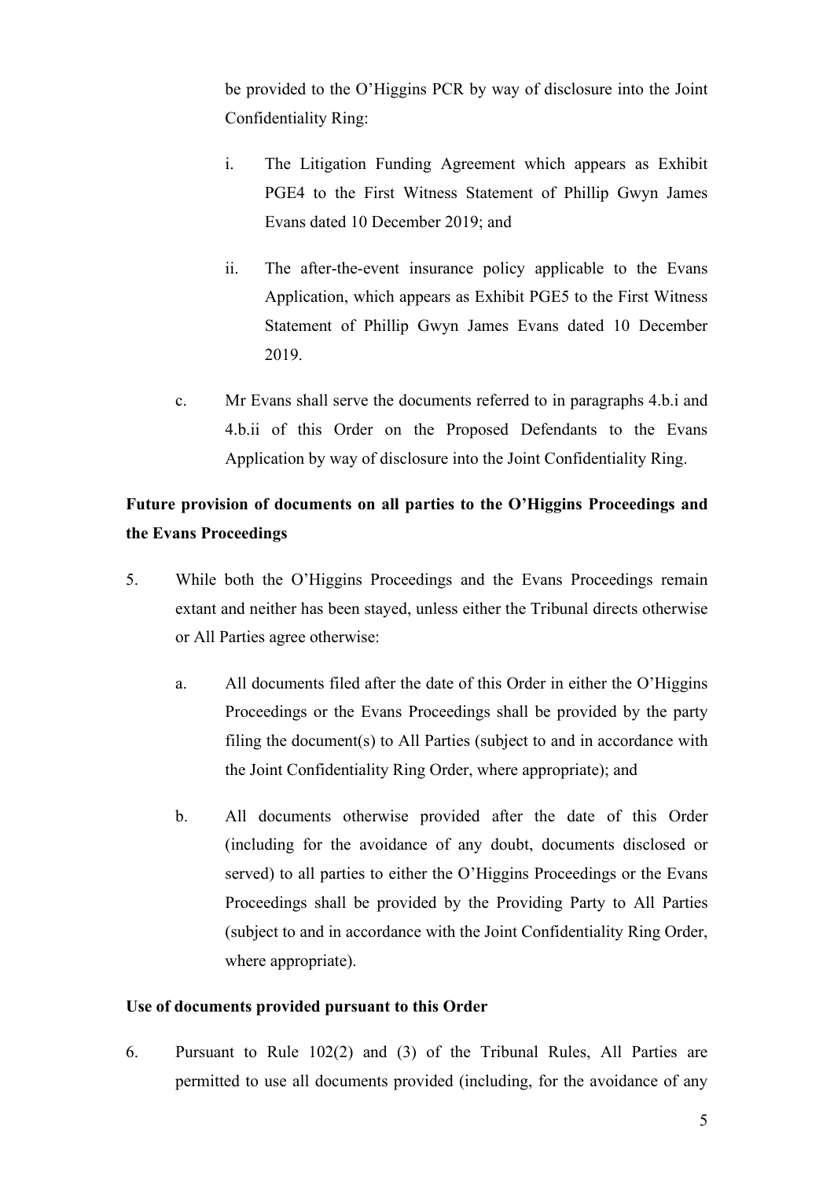be provided to the O'Higgins PCR by way of disclosure into the Joint Confidentiality Ring:

   i. The Litigation Funding Agreement which appears as Exhibit PGE4 to the First Witness Statement of Phillip Gwyn James Evans dated 10 December 2019; and

   ii. The after-the-event insurance policy applicable to the Evans Application, which appears as Exhibit PGE5 to the First Witness Statement of Phillip Gwyn James Evans dated 10 December 2019.

c. Mr Evans shall serve the documents referred to in paragraphs 4.b.i and 4.b.ii of this Order on the Proposed Defendants to the Evans Application by way of disclosure into the Joint Confidentiality Ring.

**Future provision of documents on all parties to the O'Higgins Proceedings and the Evans Proceedings**

5. While both the O'Higgins Proceedings and the Evans Proceedings remain extant and neither has been stayed, unless either the Tribunal directs otherwise or All Parties agree otherwise:

   a. All documents filed after the date of this Order in either the O'Higgins Proceedings or the Evans Proceedings shall be provided by the party filing the document(s) to All Parties (subject to and in accordance with the Joint Confidentiality Ring Order, where appropriate); and

   b. All documents otherwise provided after the date of this Order (including for the avoidance of any doubt, documents disclosed or served) to all parties to either the O'Higgins Proceedings or the Evans Proceedings shall be provided by the Providing Party to All Parties (subject to and in accordance with the Joint Confidentiality Ring Order, where appropriate).

**Use of documents provided pursuant to this Order**

6. Pursuant to Rule 102(2) and (3) of the Tribunal Rules, All Parties are permitted to use all documents provided (including, for the avoidance of any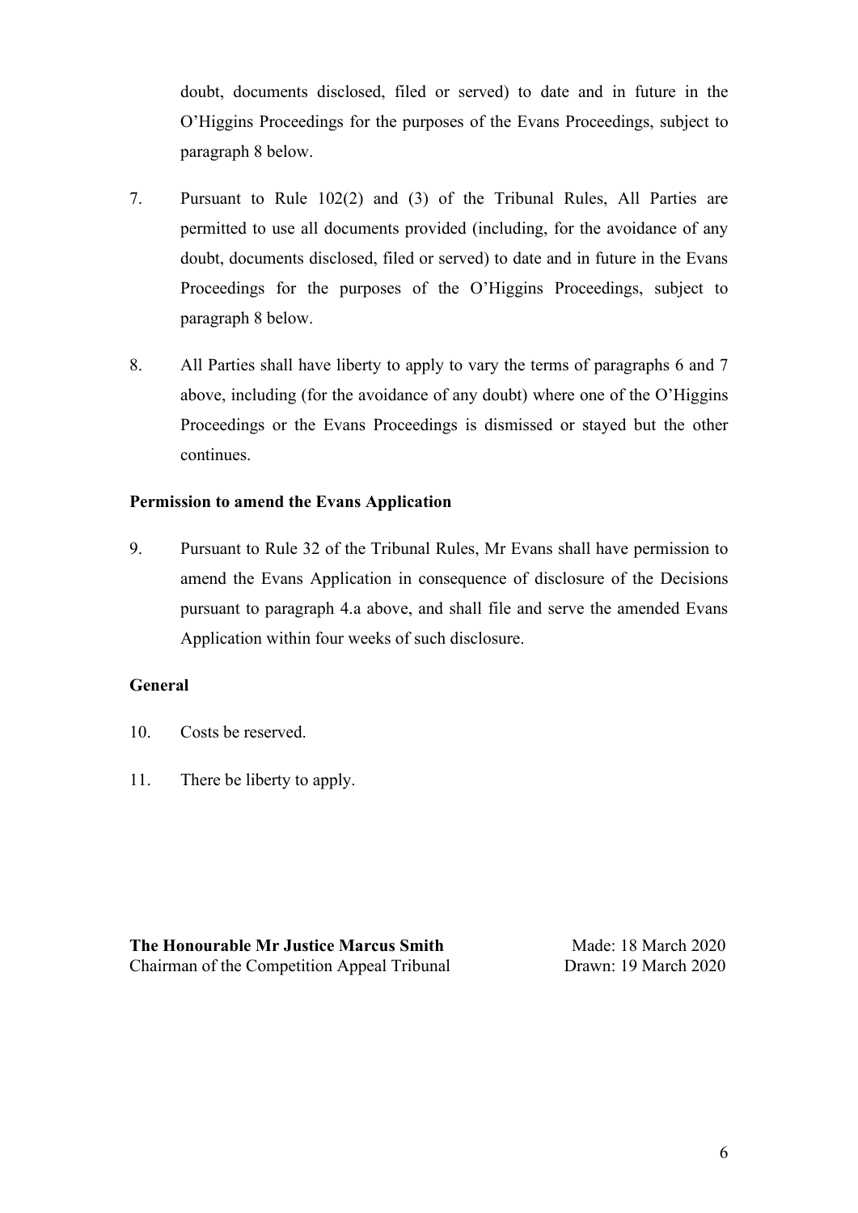doubt, documents disclosed, filed or served) to date and in future in the O'Higgins Proceedings for the purposes of the Evans Proceedings, subject to paragraph 8 below.

7. Pursuant to Rule 102(2) and (3) of the Tribunal Rules, All Parties are permitted to use all documents provided (including, for the avoidance of any doubt, documents disclosed, filed or served) to date and in future in the Evans Proceedings for the purposes of the O'Higgins Proceedings, subject to paragraph 8 below.

8. All Parties shall have liberty to apply to vary the terms of paragraphs 6 and 7 above, including (for the avoidance of any doubt) where one of the O'Higgins Proceedings or the Evans Proceedings is dismissed or stayed but the other continues.

**Permission to amend the Evans Application**

9. Pursuant to Rule 32 of the Tribunal Rules, Mr Evans shall have permission to amend the Evans Application in consequence of disclosure of the Decisions pursuant to paragraph 4.a above, and shall file and serve the amended Evans Application within four weeks of such disclosure.

**General**

10. Costs be reserved.

11. There be liberty to apply.

**The Honourable Mr Justice Marcus Smith**
Chairman of the Competition Appeal Tribunal

Made: 18 March 2020
Drawn: 19 March 2020